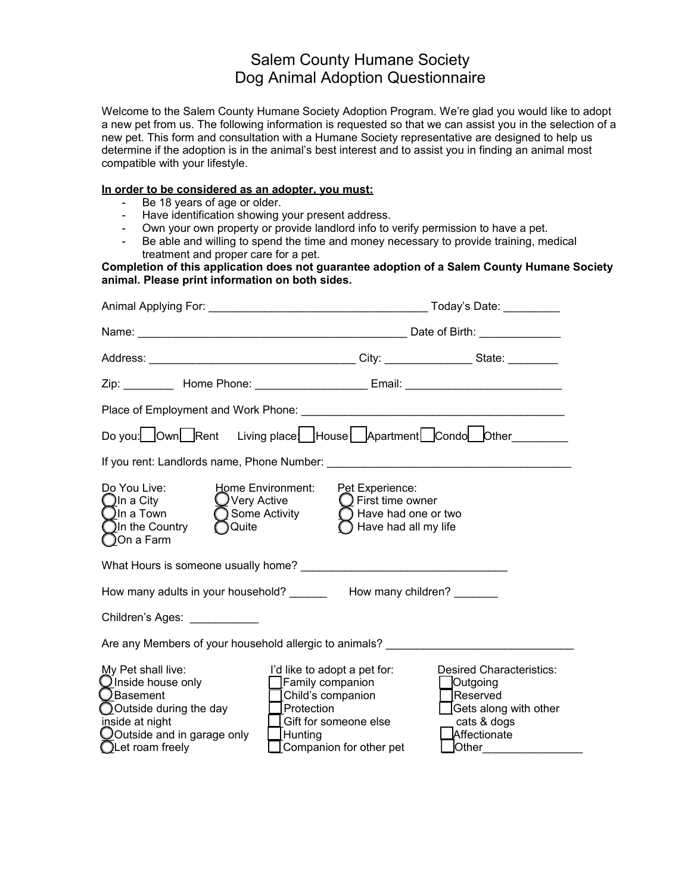# Salem County Humane Society
## Dog Animal Adoption Questionnaire

Welcome to the Salem County Humane Society Adoption Program. We're glad you would like to adopt a new pet from us. The following information is requested so that we can assist you in the selection of a new pet. This form and consultation with a Humane Society representative are designed to help us determine if the adoption is in the animal's best interest and to assist you in finding an animal most compatible with your lifestyle.

**In order to be considered as an adopter, you must:**

- Be 18 years of age or older.
- Have identification showing your present address.
- Own your own property or provide landlord info to verify permission to have a pet.
- Be able and willing to spend the time and money necessary to provide training, medical treatment and proper care for a pet.

**Completion of this application does not guarantee adoption of a Salem County Humane Society animal. Please print information on both sides.**

Animal Applying For: ___________________________________ Today's Date: _________

Name: ___________________________________________ Date of Birth: _____________

Address: ________________________________ City: ______________ State: ________

Zip: ________ Home Phone: __________________ Email: _________________________

Place of Employment and Work Phone: __________________________________________

Do you: ☐ Own ☐ Rent Living place: ☐ House ☐ Apartment ☐ Condo ☐ Other_________

If you rent: Landlords name, Phone Number: _______________________________________

Do You Live:
- ◯ In a City
- ◯ In a Town
- ◯ In the Country
- ◯ On a Farm

Home Environment:
- ◯ Very Active
- ◯ Some Activity
- ◯ Quite

Pet Experience:
- ◯ First time owner
- ◯ Have had one or two
- ◯ Have had all my life

What Hours is someone usually home? ________________________________

How many adults in your household? ______ How many children? _______

Children's Ages: ___________

Are any Members of your household allergic to animals? _____________________________

My Pet shall live:
- ◯ Inside house only
- ◯ Basement
- ◯ Outside during the day inside at night
- ◯ Outside and in garage only
- ◯ Let roam freely

I'd like to adopt a pet for:
- ☐ Family companion
- ☐ Child's companion
- ☐ Protection
- ☐ Gift for someone else
- ☐ Hunting
- ☐ Companion for other pet

Desired Characteristics:
- ☐ Outgoing
- ☐ Reserved
- ☐ Gets along with other cats & dogs
- ☐ Affectionate
- ☐ Other________________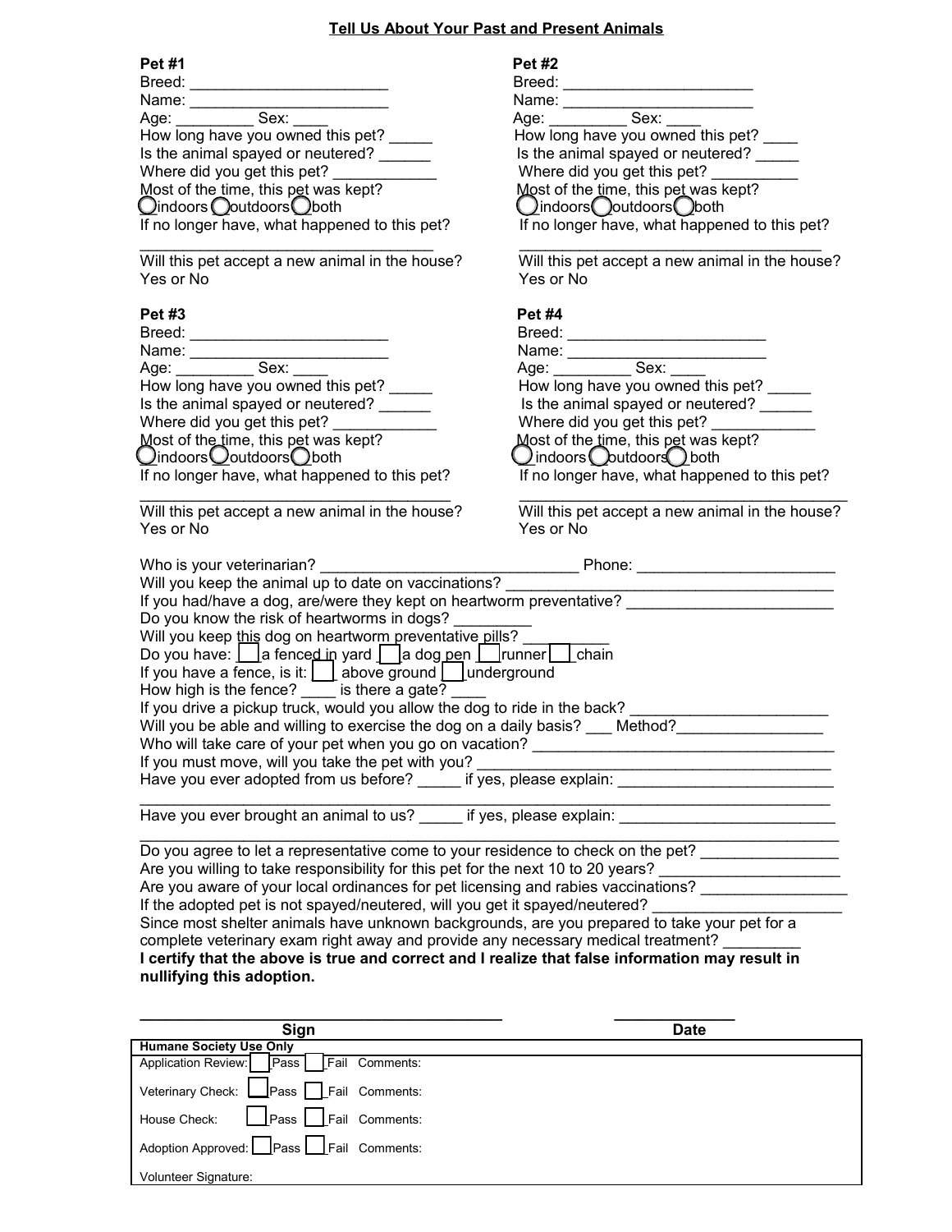## Tell Us About Your Past and Present Animals

**Pet #1**
Breed: ______________________
Name: ______________________
Age: _________ Sex: ____
How long have you owned this pet? _____
Is the animal spayed or neutered? ______
Where did you get this pet? ____________
Most of the time, this pet was kept?
◯ indoors ◯ outdoors ◯ both
If no longer have, what happened to this pet?
__________________________________
Will this pet accept a new animal in the house?
Yes or No

**Pet #2**
Breed: ______________________
Name: ______________________
Age: _________ Sex: ____
How long have you owned this pet? ____
Is the animal spayed or neutered? _____
Where did you get this pet? __________
Most of the time, this pet was kept?
◯ indoors ◯ outdoors ◯ both
If no longer have, what happened to this pet?
__________________________________
Will this pet accept a new animal in the house?
Yes or No

**Pet #3**
Breed: ______________________
Name: ______________________
Age: _________ Sex: ____
How long have you owned this pet? _____
Is the animal spayed or neutered? ______
Where did you get this pet? ____________
Most of the time, this pet was kept?
◯ indoors ◯ outdoors ◯ both
If no longer have, what happened to this pet?
__________________________________
Will this pet accept a new animal in the house?
Yes or No

**Pet #4**
Breed: ______________________
Name: ______________________
Age: _________ Sex: ____
How long have you owned this pet? _____
Is the animal spayed or neutered? ______
Where did you get this pet? ____________
Most of the time, this pet was kept?
◯ indoors ◯ outdoors ◯ both
If no longer have, what happened to this pet?
__________________________________
Will this pet accept a new animal in the house?
Yes or No

Who is your veterinarian? ______________________________ Phone: ______________________
Will you keep the animal up to date on vaccinations? ______________________________________
If you had/have a dog, are/were they kept on heartworm preventative? ________________________
Do you know the risk of heartworms in dogs? _________
Will you keep this dog on heartworm preventative pills? __________
Do you have: ☐ a fenced in yard ☐ a dog pen ☐ runner ☐ chain
If you have a fence, is it: ☐ above ground ☐ underground
How high is the fence? ____ is there a gate? ____
If you drive a pickup truck, would you allow the dog to ride in the back? ______________________
Will you be able and willing to exercise the dog on a daily basis? ___ Method?________________
Who will take care of your pet when you go on vacation? ___________________________________
If you must move, will you take the pet with you? _________________________________________
Have you ever adopted from us before? _____ if yes, please explain: ________________________
______________________________________________________________________________
Have you ever brought an animal to us? _____ if yes, please explain: ________________________
______________________________________________________________________________
Do you agree to let a representative come to your residence to check on the pet? _______________
Are you willing to take responsibility for this pet for the next 10 to 20 years? _____________________
Are you aware of your local ordinances for pet licensing and rabies vaccinations? ________________
If the adopted pet is not spayed/neutered, will you get it spayed/neutered? _____________________
Since most shelter animals have unknown backgrounds, are you prepared to take your pet for a complete veterinary exam right away and provide any necessary medical treatment? ________

**I certify that the above is true and correct and I realize that false information may result in nullifying this adoption.**

________________________________________ ______________
**Sign** **Date**

| Humane Society Use Only |
|---|
| Application Review: ☐ Pass ☐ Fail Comments: |
| Veterinary Check: ☐ Pass ☐ Fail Comments: |
| House Check: ☐ Pass ☐ Fail Comments: |
| Adoption Approved: ☐ Pass ☐ Fail Comments: |
| Volunteer Signature: |